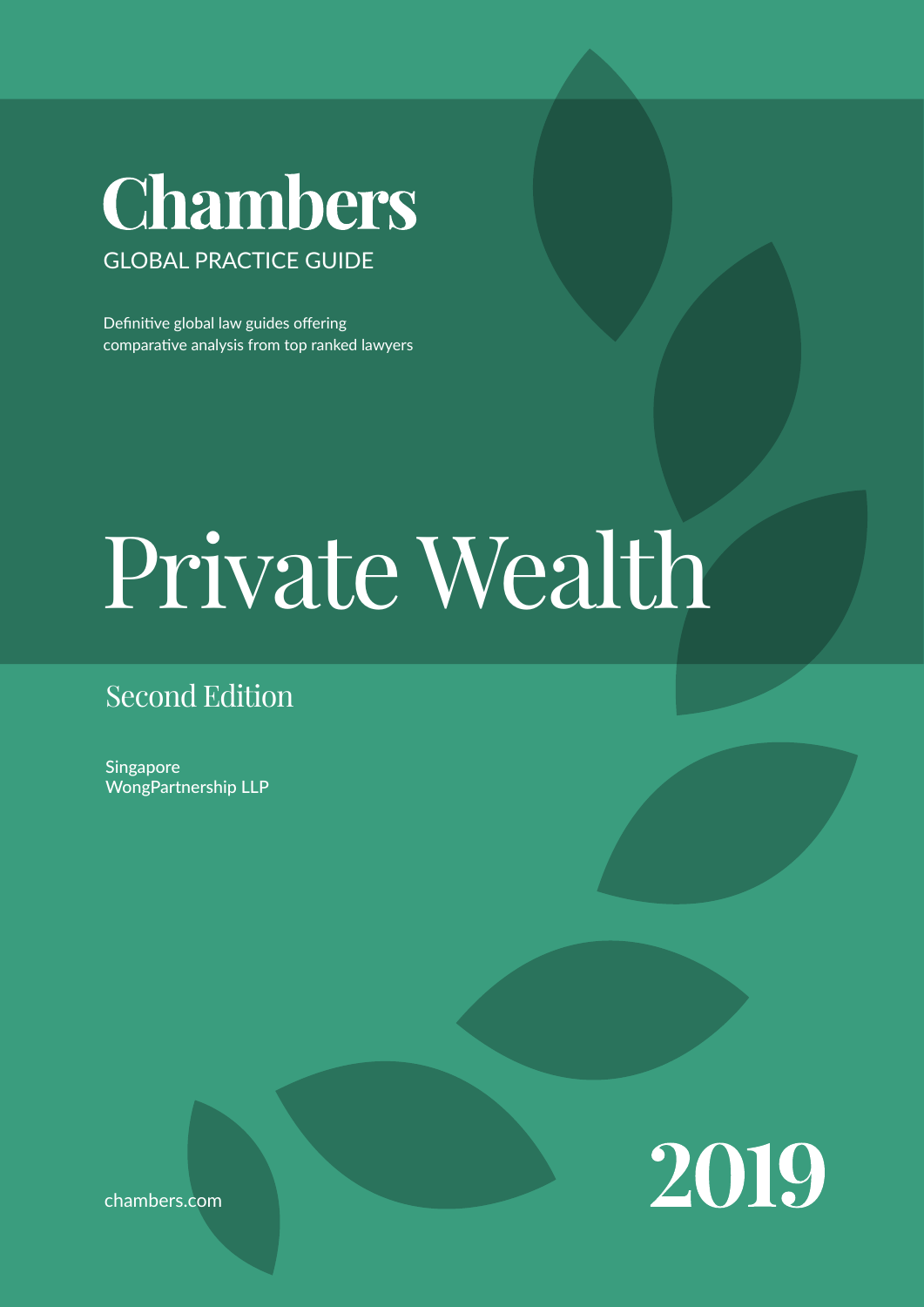# Chambers

GLOBAL PRACTICE GUIDE

Definitive global law guides offering comparative analysis from top ranked lawyers

# Private Wealth

## Second Edition

Singapore
WongPartnership LLP

chambers.com

2019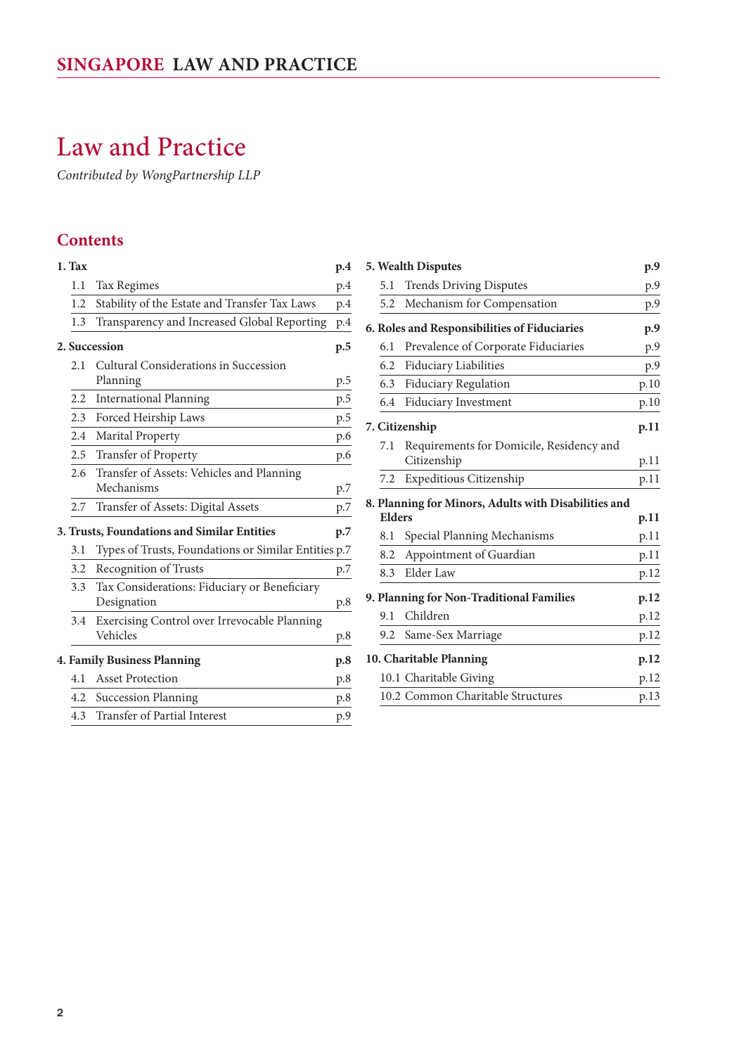# Law and Practice

*Contributed by WongPartnership LLP*

## Contents

**1. Tax** p.4
- 1.1 Tax Regimes p.4
- 1.2 Stability of the Estate and Transfer Tax Laws p.4
- 1.3 Transparency and Increased Global Reporting p.4

**2. Succession** p.5
- 2.1 Cultural Considerations in Succession Planning p.5
- 2.2 International Planning p.5
- 2.3 Forced Heirship Laws p.5
- 2.4 Marital Property p.6
- 2.5 Transfer of Property p.6
- 2.6 Transfer of Assets: Vehicles and Planning Mechanisms p.7
- 2.7 Transfer of Assets: Digital Assets p.7

**3. Trusts, Foundations and Similar Entities** p.7
- 3.1 Types of Trusts, Foundations or Similar Entities p.7
- 3.2 Recognition of Trusts p.7
- 3.3 Tax Considerations: Fiduciary or Beneficiary Designation p.8
- 3.4 Exercising Control over Irrevocable Planning Vehicles p.8

**4. Family Business Planning** p.8
- 4.1 Asset Protection p.8
- 4.2 Succession Planning p.8
- 4.3 Transfer of Partial Interest p.9

**5. Wealth Disputes** p.9
- 5.1 Trends Driving Disputes p.9
- 5.2 Mechanism for Compensation p.9

**6. Roles and Responsibilities of Fiduciaries** p.9
- 6.1 Prevalence of Corporate Fiduciaries p.9
- 6.2 Fiduciary Liabilities p.9
- 6.3 Fiduciary Regulation p.10
- 6.4 Fiduciary Investment p.10

**7. Citizenship** p.11
- 7.1 Requirements for Domicile, Residency and Citizenship p.11
- 7.2 Expeditious Citizenship p.11

**8. Planning for Minors, Adults with Disabilities and Elders** p.11
- 8.1 Special Planning Mechanisms p.11
- 8.2 Appointment of Guardian p.11
- 8.3 Elder Law p.12

**9. Planning for Non-Traditional Families** p.12
- 9.1 Children p.12
- 9.2 Same-Sex Marriage p.12

**10. Charitable Planning** p.12
- 10.1 Charitable Giving p.12
- 10.2 Common Charitable Structures p.13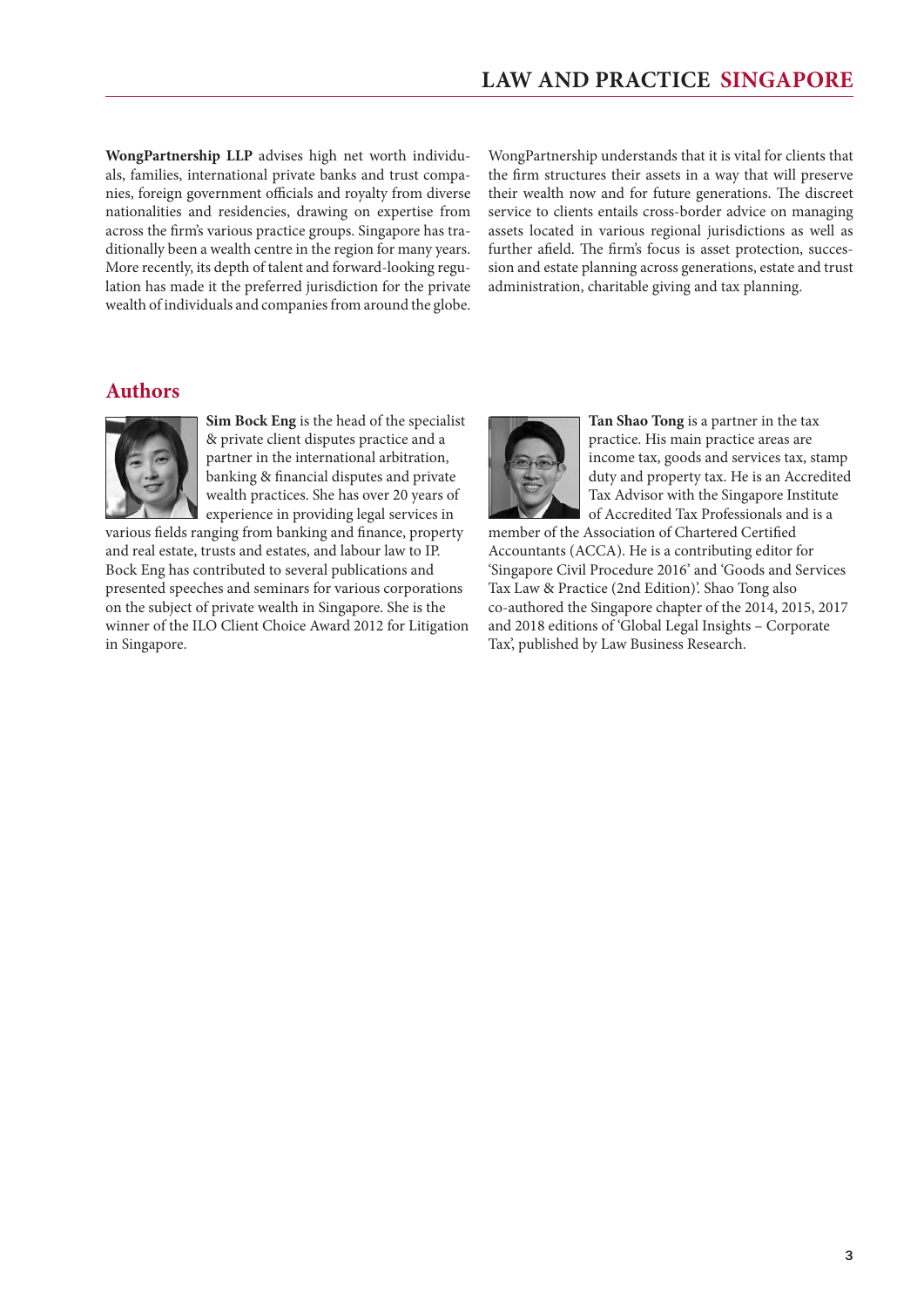**WongPartnership LLP** advises high net worth individuals, families, international private banks and trust companies, foreign government officials and royalty from diverse nationalities and residencies, drawing on expertise from across the firm's various practice groups. Singapore has traditionally been a wealth centre in the region for many years. More recently, its depth of talent and forward-looking regulation has made it the preferred jurisdiction for the private wealth of individuals and companies from around the globe.

WongPartnership understands that it is vital for clients that the firm structures their assets in a way that will preserve their wealth now and for future generations. The discreet service to clients entails cross-border advice on managing assets located in various regional jurisdictions as well as further afield. The firm's focus is asset protection, succession and estate planning across generations, estate and trust administration, charitable giving and tax planning.

## Authors

**Sim Bock Eng** is the head of the specialist & private client disputes practice and a partner in the international arbitration, banking & financial disputes and private wealth practices. She has over 20 years of experience in providing legal services in various fields ranging from banking and finance, property and real estate, trusts and estates, and labour law to IP. Bock Eng has contributed to several publications and presented speeches and seminars for various corporations on the subject of private wealth in Singapore. She is the winner of the ILO Client Choice Award 2012 for Litigation in Singapore.

**Tan Shao Tong** is a partner in the tax practice. His main practice areas are income tax, goods and services tax, stamp duty and property tax. He is an Accredited Tax Advisor with the Singapore Institute of Accredited Tax Professionals and is a member of the Association of Chartered Certified Accountants (ACCA). He is a contributing editor for 'Singapore Civil Procedure 2016' and 'Goods and Services Tax Law & Practice (2nd Edition)'. Shao Tong also co-authored the Singapore chapter of the 2014, 2015, 2017 and 2018 editions of 'Global Legal Insights – Corporate Tax', published by Law Business Research.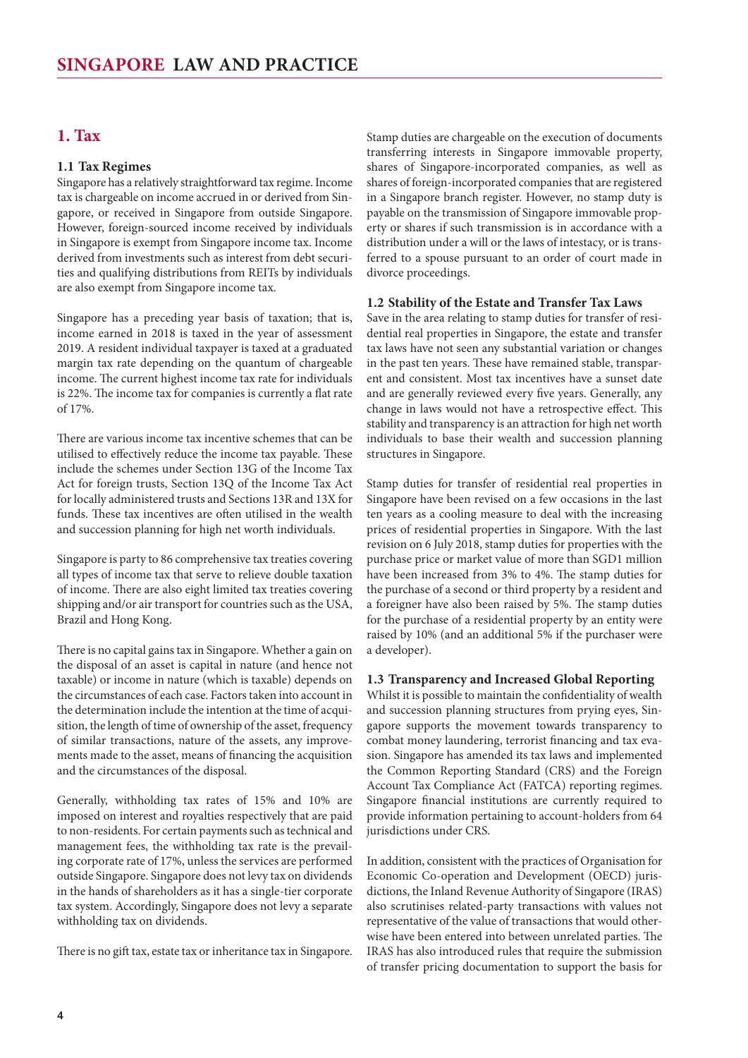## 1. Tax

### 1.1 Tax Regimes

Singapore has a relatively straightforward tax regime. Income tax is chargeable on income accrued in or derived from Singapore, or received in Singapore from outside Singapore. However, foreign-sourced income received by individuals in Singapore is exempt from Singapore income tax. Income derived from investments such as interest from debt securities and qualifying distributions from REITs by individuals are also exempt from Singapore income tax.

Singapore has a preceding year basis of taxation; that is, income earned in 2018 is taxed in the year of assessment 2019. A resident individual taxpayer is taxed at a graduated margin tax rate depending on the quantum of chargeable income. The current highest income tax rate for individuals is 22%. The income tax for companies is currently a flat rate of 17%.

There are various income tax incentive schemes that can be utilised to effectively reduce the income tax payable. These include the schemes under Section 13G of the Income Tax Act for foreign trusts, Section 13Q of the Income Tax Act for locally administered trusts and Sections 13R and 13X for funds. These tax incentives are often utilised in the wealth and succession planning for high net worth individuals.

Singapore is party to 86 comprehensive tax treaties covering all types of income tax that serve to relieve double taxation of income. There are also eight limited tax treaties covering shipping and/or air transport for countries such as the USA, Brazil and Hong Kong.

There is no capital gains tax in Singapore. Whether a gain on the disposal of an asset is capital in nature (and hence not taxable) or income in nature (which is taxable) depends on the circumstances of each case. Factors taken into account in the determination include the intention at the time of acquisition, the length of time of ownership of the asset, frequency of similar transactions, nature of the assets, any improvements made to the asset, means of financing the acquisition and the circumstances of the disposal.

Generally, withholding tax rates of 15% and 10% are imposed on interest and royalties respectively that are paid to non-residents. For certain payments such as technical and management fees, the withholding tax rate is the prevailing corporate rate of 17%, unless the services are performed outside Singapore. Singapore does not levy tax on dividends in the hands of shareholders as it has a single-tier corporate tax system. Accordingly, Singapore does not levy a separate withholding tax on dividends.

There is no gift tax, estate tax or inheritance tax in Singapore.

Stamp duties are chargeable on the execution of documents transferring interests in Singapore immovable property, shares of Singapore-incorporated companies, as well as shares of foreign-incorporated companies that are registered in a Singapore branch register. However, no stamp duty is payable on the transmission of Singapore immovable property or shares if such transmission is in accordance with a distribution under a will or the laws of intestacy, or is transferred to a spouse pursuant to an order of court made in divorce proceedings.

### 1.2 Stability of the Estate and Transfer Tax Laws

Save in the area relating to stamp duties for transfer of residential real properties in Singapore, the estate and transfer tax laws have not seen any substantial variation or changes in the past ten years. These have remained stable, transparent and consistent. Most tax incentives have a sunset date and are generally reviewed every five years. Generally, any change in laws would not have a retrospective effect. This stability and transparency is an attraction for high net worth individuals to base their wealth and succession planning structures in Singapore.

Stamp duties for transfer of residential real properties in Singapore have been revised on a few occasions in the last ten years as a cooling measure to deal with the increasing prices of residential properties in Singapore. With the last revision on 6 July 2018, stamp duties for properties with the purchase price or market value of more than SGD1 million have been increased from 3% to 4%. The stamp duties for the purchase of a second or third property by a resident and a foreigner have also been raised by 5%. The stamp duties for the purchase of a residential property by an entity were raised by 10% (and an additional 5% if the purchaser were a developer).

### 1.3 Transparency and Increased Global Reporting

Whilst it is possible to maintain the confidentiality of wealth and succession planning structures from prying eyes, Singapore supports the movement towards transparency to combat money laundering, terrorist financing and tax evasion. Singapore has amended its tax laws and implemented the Common Reporting Standard (CRS) and the Foreign Account Tax Compliance Act (FATCA) reporting regimes. Singapore financial institutions are currently required to provide information pertaining to account-holders from 64 jurisdictions under CRS.

In addition, consistent with the practices of Organisation for Economic Co-operation and Development (OECD) jurisdictions, the Inland Revenue Authority of Singapore (IRAS) also scrutinises related-party transactions with values not representative of the value of transactions that would otherwise have been entered into between unrelated parties. The IRAS has also introduced rules that require the submission of transfer pricing documentation to support the basis for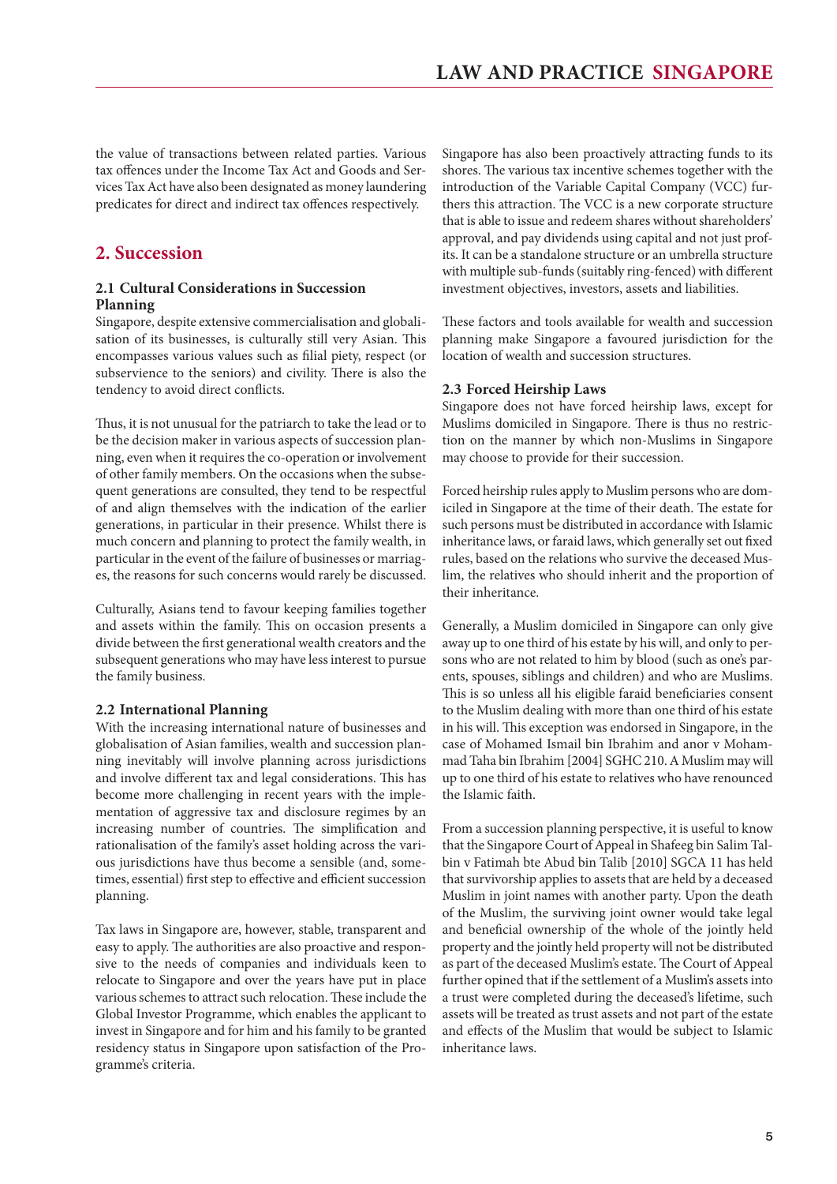the value of transactions between related parties. Various tax offences under the Income Tax Act and Goods and Services Tax Act have also been designated as money laundering predicates for direct and indirect tax offences respectively.

## 2. Succession

### 2.1 Cultural Considerations in Succession Planning

Singapore, despite extensive commercialisation and globalisation of its businesses, is culturally still very Asian. This encompasses various values such as filial piety, respect (or subservience to the seniors) and civility. There is also the tendency to avoid direct conflicts.

Thus, it is not unusual for the patriarch to take the lead or to be the decision maker in various aspects of succession planning, even when it requires the co-operation or involvement of other family members. On the occasions when the subsequent generations are consulted, they tend to be respectful of and align themselves with the indication of the earlier generations, in particular in their presence. Whilst there is much concern and planning to protect the family wealth, in particular in the event of the failure of businesses or marriages, the reasons for such concerns would rarely be discussed.

Culturally, Asians tend to favour keeping families together and assets within the family. This on occasion presents a divide between the first generational wealth creators and the subsequent generations who may have less interest to pursue the family business.

### 2.2 International Planning

With the increasing international nature of businesses and globalisation of Asian families, wealth and succession planning inevitably will involve planning across jurisdictions and involve different tax and legal considerations. This has become more challenging in recent years with the implementation of aggressive tax and disclosure regimes by an increasing number of countries. The simplification and rationalisation of the family's asset holding across the various jurisdictions have thus become a sensible (and, sometimes, essential) first step to effective and efficient succession planning.

Tax laws in Singapore are, however, stable, transparent and easy to apply. The authorities are also proactive and responsive to the needs of companies and individuals keen to relocate to Singapore and over the years have put in place various schemes to attract such relocation. These include the Global Investor Programme, which enables the applicant to invest in Singapore and for him and his family to be granted residency status in Singapore upon satisfaction of the Programme's criteria.

Singapore has also been proactively attracting funds to its shores. The various tax incentive schemes together with the introduction of the Variable Capital Company (VCC) furthers this attraction. The VCC is a new corporate structure that is able to issue and redeem shares without shareholders' approval, and pay dividends using capital and not just profits. It can be a standalone structure or an umbrella structure with multiple sub-funds (suitably ring-fenced) with different investment objectives, investors, assets and liabilities.

These factors and tools available for wealth and succession planning make Singapore a favoured jurisdiction for the location of wealth and succession structures.

### 2.3 Forced Heirship Laws

Singapore does not have forced heirship laws, except for Muslims domiciled in Singapore. There is thus no restriction on the manner by which non-Muslims in Singapore may choose to provide for their succession.

Forced heirship rules apply to Muslim persons who are domiciled in Singapore at the time of their death. The estate for such persons must be distributed in accordance with Islamic inheritance laws, or faraid laws, which generally set out fixed rules, based on the relations who survive the deceased Muslim, the relatives who should inherit and the proportion of their inheritance.

Generally, a Muslim domiciled in Singapore can only give away up to one third of his estate by his will, and only to persons who are not related to him by blood (such as one's parents, spouses, siblings and children) and who are Muslims. This is so unless all his eligible faraid beneficiaries consent to the Muslim dealing with more than one third of his estate in his will. This exception was endorsed in Singapore, in the case of Mohamed Ismail bin Ibrahim and anor v Mohammad Taha bin Ibrahim [2004] SGHC 210. A Muslim may will up to one third of his estate to relatives who have renounced the Islamic faith.

From a succession planning perspective, it is useful to know that the Singapore Court of Appeal in Shafeeg bin Salim Talbin v Fatimah bte Abud bin Talib [2010] SGCA 11 has held that survivorship applies to assets that are held by a deceased Muslim in joint names with another party. Upon the death of the Muslim, the surviving joint owner would take legal and beneficial ownership of the whole of the jointly held property and the jointly held property will not be distributed as part of the deceased Muslim's estate. The Court of Appeal further opined that if the settlement of a Muslim's assets into a trust were completed during the deceased's lifetime, such assets will be treated as trust assets and not part of the estate and effects of the Muslim that would be subject to Islamic inheritance laws.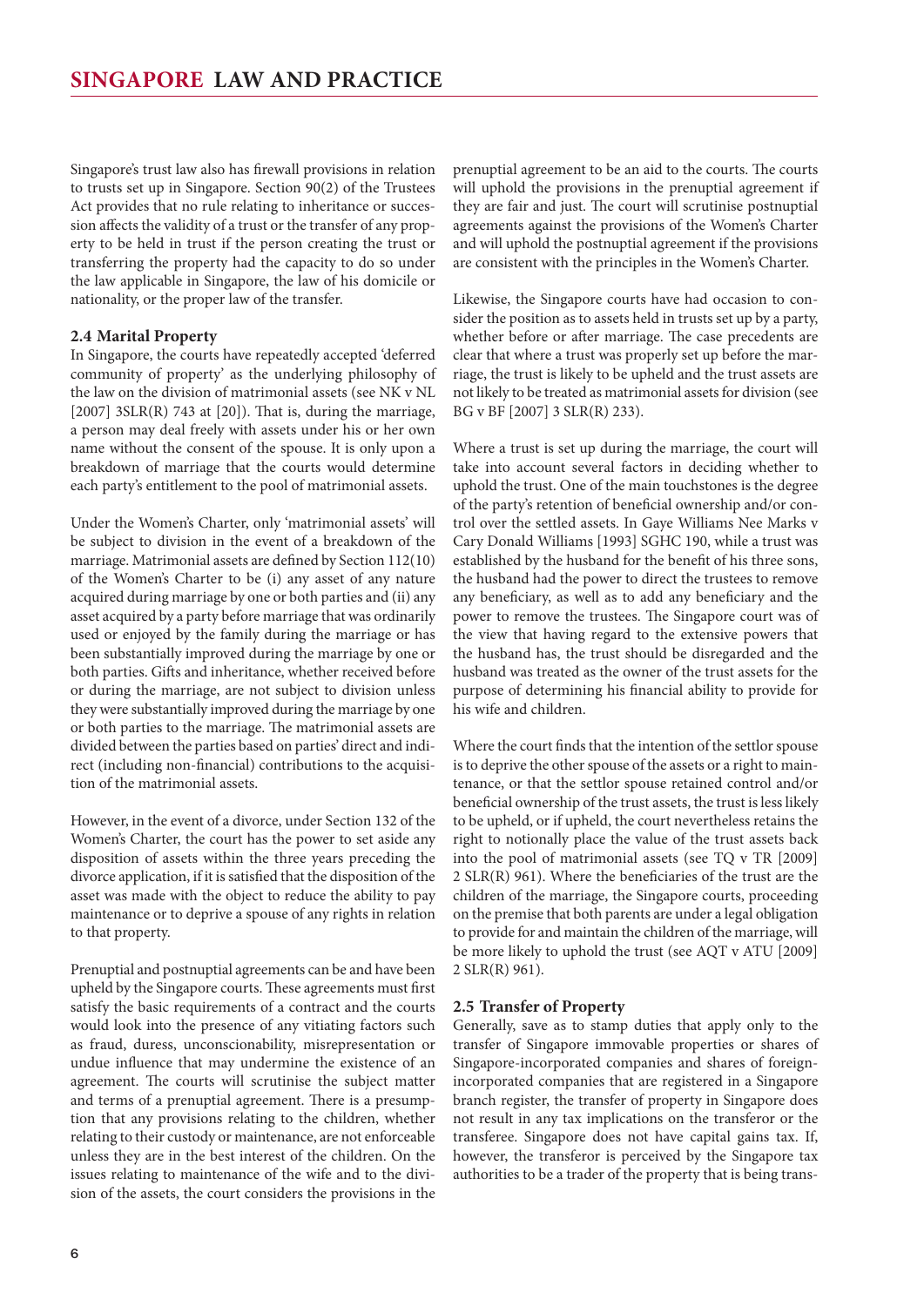Singapore's trust law also has firewall provisions in relation to trusts set up in Singapore. Section 90(2) of the Trustees Act provides that no rule relating to inheritance or succession affects the validity of a trust or the transfer of any property to be held in trust if the person creating the trust or transferring the property had the capacity to do so under the law applicable in Singapore, the law of his domicile or nationality, or the proper law of the transfer.

### 2.4 Marital Property

In Singapore, the courts have repeatedly accepted 'deferred community of property' as the underlying philosophy of the law on the division of matrimonial assets (see NK v NL [2007] 3SLR(R) 743 at [20]). That is, during the marriage, a person may deal freely with assets under his or her own name without the consent of the spouse. It is only upon a breakdown of marriage that the courts would determine each party's entitlement to the pool of matrimonial assets.

Under the Women's Charter, only 'matrimonial assets' will be subject to division in the event of a breakdown of the marriage. Matrimonial assets are defined by Section 112(10) of the Women's Charter to be (i) any asset of any nature acquired during marriage by one or both parties and (ii) any asset acquired by a party before marriage that was ordinarily used or enjoyed by the family during the marriage or has been substantially improved during the marriage by one or both parties. Gifts and inheritance, whether received before or during the marriage, are not subject to division unless they were substantially improved during the marriage by one or both parties to the marriage. The matrimonial assets are divided between the parties based on parties' direct and indirect (including non-financial) contributions to the acquisition of the matrimonial assets.

However, in the event of a divorce, under Section 132 of the Women's Charter, the court has the power to set aside any disposition of assets within the three years preceding the divorce application, if it is satisfied that the disposition of the asset was made with the object to reduce the ability to pay maintenance or to deprive a spouse of any rights in relation to that property.

Prenuptial and postnuptial agreements can be and have been upheld by the Singapore courts. These agreements must first satisfy the basic requirements of a contract and the courts would look into the presence of any vitiating factors such as fraud, duress, unconscionability, misrepresentation or undue influence that may undermine the existence of an agreement. The courts will scrutinise the subject matter and terms of a prenuptial agreement. There is a presumption that any provisions relating to the children, whether relating to their custody or maintenance, are not enforceable unless they are in the best interest of the children. On the issues relating to maintenance of the wife and to the division of the assets, the court considers the provisions in the prenuptial agreement to be an aid to the courts. The courts will uphold the provisions in the prenuptial agreement if they are fair and just. The court will scrutinise postnuptial agreements against the provisions of the Women's Charter and will uphold the postnuptial agreement if the provisions are consistent with the principles in the Women's Charter.

Likewise, the Singapore courts have had occasion to consider the position as to assets held in trusts set up by a party, whether before or after marriage. The case precedents are clear that where a trust was properly set up before the marriage, the trust is likely to be upheld and the trust assets are not likely to be treated as matrimonial assets for division (see BG v BF [2007] 3 SLR(R) 233).

Where a trust is set up during the marriage, the court will take into account several factors in deciding whether to uphold the trust. One of the main touchstones is the degree of the party's retention of beneficial ownership and/or control over the settled assets. In Gaye Williams Nee Marks v Cary Donald Williams [1993] SGHC 190, while a trust was established by the husband for the benefit of his three sons, the husband had the power to direct the trustees to remove any beneficiary, as well as to add any beneficiary and the power to remove the trustees. The Singapore court was of the view that having regard to the extensive powers that the husband has, the trust should be disregarded and the husband was treated as the owner of the trust assets for the purpose of determining his financial ability to provide for his wife and children.

Where the court finds that the intention of the settlor spouse is to deprive the other spouse of the assets or a right to maintenance, or that the settlor spouse retained control and/or beneficial ownership of the trust assets, the trust is less likely to be upheld, or if upheld, the court nevertheless retains the right to notionally place the value of the trust assets back into the pool of matrimonial assets (see TQ v TR [2009] 2 SLR(R) 961). Where the beneficiaries of the trust are the children of the marriage, the Singapore courts, proceeding on the premise that both parents are under a legal obligation to provide for and maintain the children of the marriage, will be more likely to uphold the trust (see AQT v ATU [2009] 2 SLR(R) 961).

### 2.5 Transfer of Property

Generally, save as to stamp duties that apply only to the transfer of Singapore immovable properties or shares of Singapore-incorporated companies and shares of foreign-incorporated companies that are registered in a Singapore branch register, the transfer of property in Singapore does not result in any tax implications on the transferor or the transferee. Singapore does not have capital gains tax. If, however, the transferor is perceived by the Singapore tax authorities to be a trader of the property that is being trans-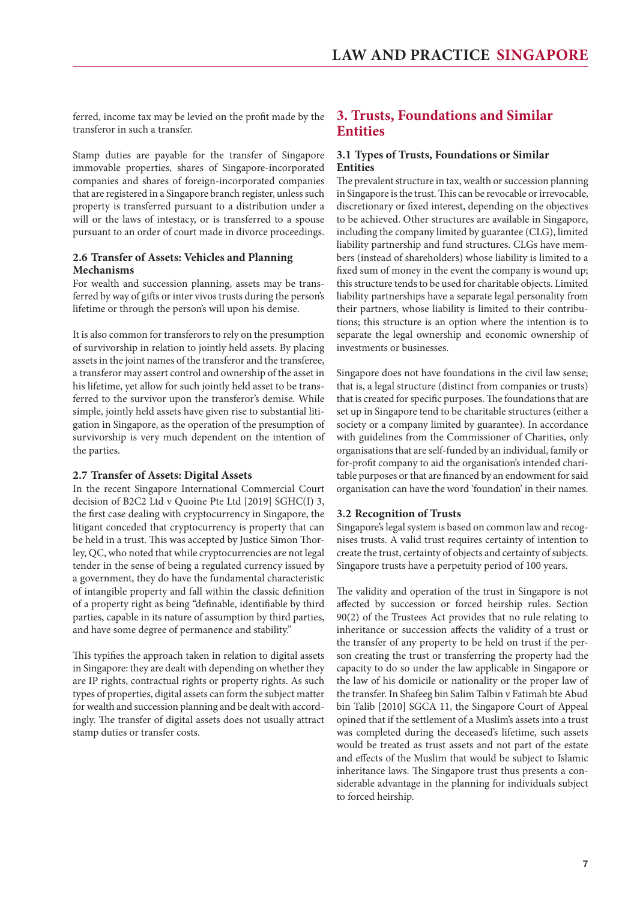ferred, income tax may be levied on the profit made by the transferor in such a transfer.

Stamp duties are payable for the transfer of Singapore immovable properties, shares of Singapore-incorporated companies and shares of foreign-incorporated companies that are registered in a Singapore branch register, unless such property is transferred pursuant to a distribution under a will or the laws of intestacy, or is transferred to a spouse pursuant to an order of court made in divorce proceedings.

### 2.6 Transfer of Assets: Vehicles and Planning Mechanisms

For wealth and succession planning, assets may be transferred by way of gifts or inter vivos trusts during the person's lifetime or through the person's will upon his demise.

It is also common for transferors to rely on the presumption of survivorship in relation to jointly held assets. By placing assets in the joint names of the transferor and the transferee, a transferor may assert control and ownership of the asset in his lifetime, yet allow for such jointly held asset to be transferred to the survivor upon the transferor's demise. While simple, jointly held assets have given rise to substantial litigation in Singapore, as the operation of the presumption of survivorship is very much dependent on the intention of the parties.

### 2.7 Transfer of Assets: Digital Assets

In the recent Singapore International Commercial Court decision of B2C2 Ltd v Quoine Pte Ltd [2019] SGHC(I) 3, the first case dealing with cryptocurrency in Singapore, the litigant conceded that cryptocurrency is property that can be held in a trust. This was accepted by Justice Simon Thorley, QC, who noted that while cryptocurrencies are not legal tender in the sense of being a regulated currency issued by a government, they do have the fundamental characteristic of intangible property and fall within the classic definition of a property right as being "definable, identifiable by third parties, capable in its nature of assumption by third parties, and have some degree of permanence and stability."

This typifies the approach taken in relation to digital assets in Singapore: they are dealt with depending on whether they are IP rights, contractual rights or property rights. As such types of properties, digital assets can form the subject matter for wealth and succession planning and be dealt with accordingly. The transfer of digital assets does not usually attract stamp duties or transfer costs.

## 3. Trusts, Foundations and Similar Entities

### 3.1 Types of Trusts, Foundations or Similar Entities

The prevalent structure in tax, wealth or succession planning in Singapore is the trust. This can be revocable or irrevocable, discretionary or fixed interest, depending on the objectives to be achieved. Other structures are available in Singapore, including the company limited by guarantee (CLG), limited liability partnership and fund structures. CLGs have members (instead of shareholders) whose liability is limited to a fixed sum of money in the event the company is wound up; this structure tends to be used for charitable objects. Limited liability partnerships have a separate legal personality from their partners, whose liability is limited to their contributions; this structure is an option where the intention is to separate the legal ownership and economic ownership of investments or businesses.

Singapore does not have foundations in the civil law sense; that is, a legal structure (distinct from companies or trusts) that is created for specific purposes. The foundations that are set up in Singapore tend to be charitable structures (either a society or a company limited by guarantee). In accordance with guidelines from the Commissioner of Charities, only organisations that are self-funded by an individual, family or for-profit company to aid the organisation's intended charitable purposes or that are financed by an endowment for said organisation can have the word 'foundation' in their names.

### 3.2 Recognition of Trusts

Singapore's legal system is based on common law and recognises trusts. A valid trust requires certainty of intention to create the trust, certainty of objects and certainty of subjects. Singapore trusts have a perpetuity period of 100 years.

The validity and operation of the trust in Singapore is not affected by succession or forced heirship rules. Section 90(2) of the Trustees Act provides that no rule relating to inheritance or succession affects the validity of a trust or the transfer of any property to be held on trust if the person creating the trust or transferring the property had the capacity to do so under the law applicable in Singapore or the law of his domicile or nationality or the proper law of the transfer. In Shafeeg bin Salim Talbin v Fatimah bte Abud bin Talib [2010] SGCA 11, the Singapore Court of Appeal opined that if the settlement of a Muslim's assets into a trust was completed during the deceased's lifetime, such assets would be treated as trust assets and not part of the estate and effects of the Muslim that would be subject to Islamic inheritance laws. The Singapore trust thus presents a considerable advantage in the planning for individuals subject to forced heirship.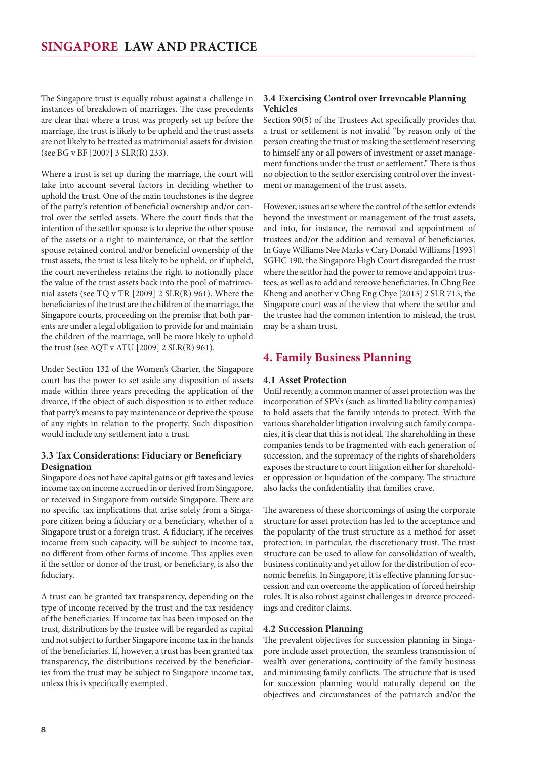The Singapore trust is equally robust against a challenge in instances of breakdown of marriages. The case precedents are clear that where a trust was properly set up before the marriage, the trust is likely to be upheld and the trust assets are not likely to be treated as matrimonial assets for division (see BG v BF [2007] 3 SLR(R) 233).

Where a trust is set up during the marriage, the court will take into account several factors in deciding whether to uphold the trust. One of the main touchstones is the degree of the party's retention of beneficial ownership and/or control over the settled assets. Where the court finds that the intention of the settlor spouse is to deprive the other spouse of the assets or a right to maintenance, or that the settlor spouse retained control and/or beneficial ownership of the trust assets, the trust is less likely to be upheld, or if upheld, the court nevertheless retains the right to notionally place the value of the trust assets back into the pool of matrimonial assets (see TQ v TR [2009] 2 SLR(R) 961). Where the beneficiaries of the trust are the children of the marriage, the Singapore courts, proceeding on the premise that both parents are under a legal obligation to provide for and maintain the children of the marriage, will be more likely to uphold the trust (see AQT v ATU [2009] 2 SLR(R) 961).

Under Section 132 of the Women's Charter, the Singapore court has the power to set aside any disposition of assets made within three years preceding the application of the divorce, if the object of such disposition is to either reduce that party's means to pay maintenance or deprive the spouse of any rights in relation to the property. Such disposition would include any settlement into a trust.

### 3.3 Tax Considerations: Fiduciary or Beneficiary Designation

Singapore does not have capital gains or gift taxes and levies income tax on income accrued in or derived from Singapore, or received in Singapore from outside Singapore. There are no specific tax implications that arise solely from a Singapore citizen being a fiduciary or a beneficiary, whether of a Singapore trust or a foreign trust. A fiduciary, if he receives income from such capacity, will be subject to income tax, no different from other forms of income. This applies even if the settlor or donor of the trust, or beneficiary, is also the fiduciary.

A trust can be granted tax transparency, depending on the type of income received by the trust and the tax residency of the beneficiaries. If income tax has been imposed on the trust, distributions by the trustee will be regarded as capital and not subject to further Singapore income tax in the hands of the beneficiaries. If, however, a trust has been granted tax transparency, the distributions received by the beneficiaries from the trust may be subject to Singapore income tax, unless this is specifically exempted.

### 3.4 Exercising Control over Irrevocable Planning Vehicles

Section 90(5) of the Trustees Act specifically provides that a trust or settlement is not invalid "by reason only of the person creating the trust or making the settlement reserving to himself any or all powers of investment or asset management functions under the trust or settlement." There is thus no objection to the settlor exercising control over the investment or management of the trust assets.

However, issues arise where the control of the settlor extends beyond the investment or management of the trust assets, and into, for instance, the removal and appointment of trustees and/or the addition and removal of beneficiaries. In Gaye Williams Nee Marks v Cary Donald Williams [1993] SGHC 190, the Singapore High Court disregarded the trust where the settlor had the power to remove and appoint trustees, as well as to add and remove beneficiaries. In Chng Bee Kheng and another v Chng Eng Chye [2013] 2 SLR 715, the Singapore court was of the view that where the settlor and the trustee had the common intention to mislead, the trust may be a sham trust.

## 4. Family Business Planning

### 4.1 Asset Protection

Until recently, a common manner of asset protection was the incorporation of SPVs (such as limited liability companies) to hold assets that the family intends to protect. With the various shareholder litigation involving such family companies, it is clear that this is not ideal. The shareholding in these companies tends to be fragmented with each generation of succession, and the supremacy of the rights of shareholders exposes the structure to court litigation either for shareholder oppression or liquidation of the company. The structure also lacks the confidentiality that families crave.

The awareness of these shortcomings of using the corporate structure for asset protection has led to the acceptance and the popularity of the trust structure as a method for asset protection; in particular, the discretionary trust. The trust structure can be used to allow for consolidation of wealth, business continuity and yet allow for the distribution of economic benefits. In Singapore, it is effective planning for succession and can overcome the application of forced heirship rules. It is also robust against challenges in divorce proceedings and creditor claims.

### 4.2 Succession Planning

The prevalent objectives for succession planning in Singapore include asset protection, the seamless transmission of wealth over generations, continuity of the family business and minimising family conflicts. The structure that is used for succession planning would naturally depend on the objectives and circumstances of the patriarch and/or the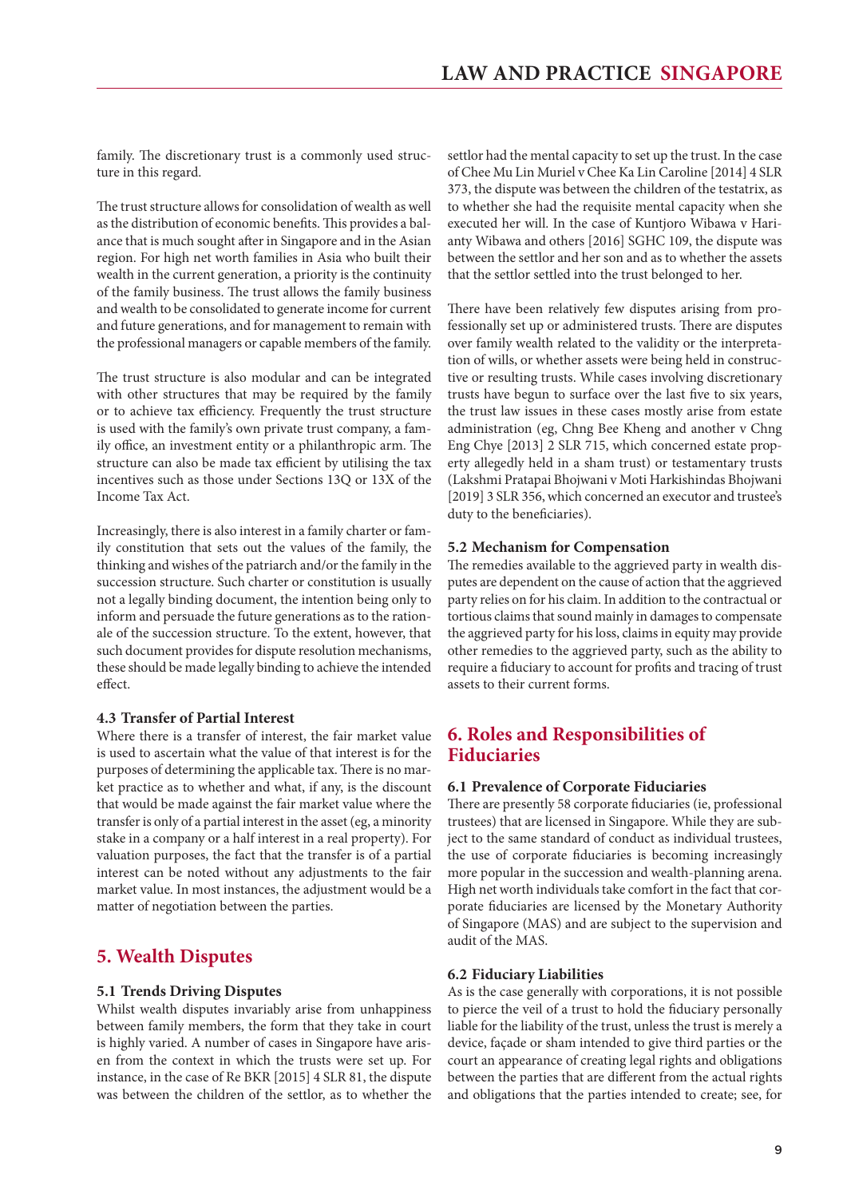family. The discretionary trust is a commonly used structure in this regard.

The trust structure allows for consolidation of wealth as well as the distribution of economic benefits. This provides a balance that is much sought after in Singapore and in the Asian region. For high net worth families in Asia who built their wealth in the current generation, a priority is the continuity of the family business. The trust allows the family business and wealth to be consolidated to generate income for current and future generations, and for management to remain with the professional managers or capable members of the family.

The trust structure is also modular and can be integrated with other structures that may be required by the family or to achieve tax efficiency. Frequently the trust structure is used with the family's own private trust company, a family office, an investment entity or a philanthropic arm. The structure can also be made tax efficient by utilising the tax incentives such as those under Sections 13Q or 13X of the Income Tax Act.

Increasingly, there is also interest in a family charter or family constitution that sets out the values of the family, the thinking and wishes of the patriarch and/or the family in the succession structure. Such charter or constitution is usually not a legally binding document, the intention being only to inform and persuade the future generations as to the rationale of the succession structure. To the extent, however, that such document provides for dispute resolution mechanisms, these should be made legally binding to achieve the intended effect.

### 4.3 Transfer of Partial Interest

Where there is a transfer of interest, the fair market value is used to ascertain what the value of that interest is for the purposes of determining the applicable tax. There is no market practice as to whether and what, if any, is the discount that would be made against the fair market value where the transfer is only of a partial interest in the asset (eg, a minority stake in a company or a half interest in a real property). For valuation purposes, the fact that the transfer is of a partial interest can be noted without any adjustments to the fair market value. In most instances, the adjustment would be a matter of negotiation between the parties.

## 5. Wealth Disputes

### 5.1 Trends Driving Disputes

Whilst wealth disputes invariably arise from unhappiness between family members, the form that they take in court is highly varied. A number of cases in Singapore have arisen from the context in which the trusts were set up. For instance, in the case of Re BKR [2015] 4 SLR 81, the dispute was between the children of the settlor, as to whether the settlor had the mental capacity to set up the trust. In the case of Chee Mu Lin Muriel v Chee Ka Lin Caroline [2014] 4 SLR 373, the dispute was between the children of the testatrix, as to whether she had the requisite mental capacity when she executed her will. In the case of Kuntjoro Wibawa v Harianty Wibawa and others [2016] SGHC 109, the dispute was between the settlor and her son and as to whether the assets that the settlor settled into the trust belonged to her.

There have been relatively few disputes arising from professionally set up or administered trusts. There are disputes over family wealth related to the validity or the interpretation of wills, or whether assets were being held in constructive or resulting trusts. While cases involving discretionary trusts have begun to surface over the last five to six years, the trust law issues in these cases mostly arise from estate administration (eg, Chng Bee Kheng and another v Chng Eng Chye [2013] 2 SLR 715, which concerned estate property allegedly held in a sham trust) or testamentary trusts (Lakshmi Pratapai Bhojwani v Moti Harkishindas Bhojwani [2019] 3 SLR 356, which concerned an executor and trustee's duty to the beneficiaries).

### 5.2 Mechanism for Compensation

The remedies available to the aggrieved party in wealth disputes are dependent on the cause of action that the aggrieved party relies on for his claim. In addition to the contractual or tortious claims that sound mainly in damages to compensate the aggrieved party for his loss, claims in equity may provide other remedies to the aggrieved party, such as the ability to require a fiduciary to account for profits and tracing of trust assets to their current forms.

## 6. Roles and Responsibilities of Fiduciaries

### 6.1 Prevalence of Corporate Fiduciaries

There are presently 58 corporate fiduciaries (ie, professional trustees) that are licensed in Singapore. While they are subject to the same standard of conduct as individual trustees, the use of corporate fiduciaries is becoming increasingly more popular in the succession and wealth-planning arena. High net worth individuals take comfort in the fact that corporate fiduciaries are licensed by the Monetary Authority of Singapore (MAS) and are subject to the supervision and audit of the MAS.

### 6.2 Fiduciary Liabilities

As is the case generally with corporations, it is not possible to pierce the veil of a trust to hold the fiduciary personally liable for the liability of the trust, unless the trust is merely a device, façade or sham intended to give third parties or the court an appearance of creating legal rights and obligations between the parties that are different from the actual rights and obligations that the parties intended to create; see, for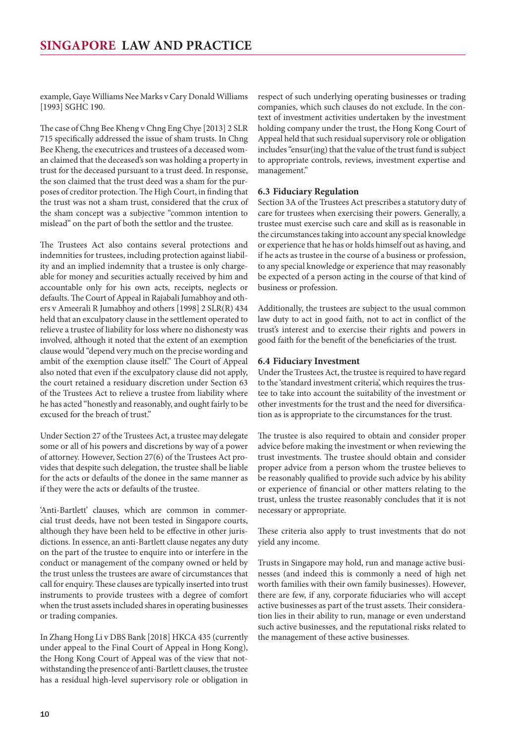example, Gaye Williams Nee Marks v Cary Donald Williams [1993] SGHC 190.

The case of Chng Bee Kheng v Chng Eng Chye [2013] 2 SLR 715 specifically addressed the issue of sham trusts. In Chng Bee Kheng, the executrices and trustees of a deceased woman claimed that the deceased's son was holding a property in trust for the deceased pursuant to a trust deed. In response, the son claimed that the trust deed was a sham for the purposes of creditor protection. The High Court, in finding that the trust was not a sham trust, considered that the crux of the sham concept was a subjective "common intention to mislead" on the part of both the settlor and the trustee.

The Trustees Act also contains several protections and indemnities for trustees, including protection against liability and an implied indemnity that a trustee is only chargeable for money and securities actually received by him and accountable only for his own acts, receipts, neglects or defaults. The Court of Appeal in Rajabali Jumabhoy and others v Ameerali R Jumabhoy and others [1998] 2 SLR(R) 434 held that an exculpatory clause in the settlement operated to relieve a trustee of liability for loss where no dishonesty was involved, although it noted that the extent of an exemption clause would "depend very much on the precise wording and ambit of the exemption clause itself." The Court of Appeal also noted that even if the exculpatory clause did not apply, the court retained a residuary discretion under Section 63 of the Trustees Act to relieve a trustee from liability where he has acted "honestly and reasonably, and ought fairly to be excused for the breach of trust."

Under Section 27 of the Trustees Act, a trustee may delegate some or all of his powers and discretions by way of a power of attorney. However, Section 27(6) of the Trustees Act provides that despite such delegation, the trustee shall be liable for the acts or defaults of the donee in the same manner as if they were the acts or defaults of the trustee.

'Anti-Bartlett' clauses, which are common in commercial trust deeds, have not been tested in Singapore courts, although they have been held to be effective in other jurisdictions. In essence, an anti-Bartlett clause negates any duty on the part of the trustee to enquire into or interfere in the conduct or management of the company owned or held by the trust unless the trustees are aware of circumstances that call for enquiry. These clauses are typically inserted into trust instruments to provide trustees with a degree of comfort when the trust assets included shares in operating businesses or trading companies.

In Zhang Hong Li v DBS Bank [2018] HKCA 435 (currently under appeal to the Final Court of Appeal in Hong Kong), the Hong Kong Court of Appeal was of the view that notwithstanding the presence of anti-Bartlett clauses, the trustee has a residual high-level supervisory role or obligation in respect of such underlying operating businesses or trading companies, which such clauses do not exclude. In the context of investment activities undertaken by the investment holding company under the trust, the Hong Kong Court of Appeal held that such residual supervisory role or obligation includes "ensur(ing) that the value of the trust fund is subject to appropriate controls, reviews, investment expertise and management."

### 6.3 Fiduciary Regulation

Section 3A of the Trustees Act prescribes a statutory duty of care for trustees when exercising their powers. Generally, a trustee must exercise such care and skill as is reasonable in the circumstances taking into account any special knowledge or experience that he has or holds himself out as having, and if he acts as trustee in the course of a business or profession, to any special knowledge or experience that may reasonably be expected of a person acting in the course of that kind of business or profession.

Additionally, the trustees are subject to the usual common law duty to act in good faith, not to act in conflict of the trust's interest and to exercise their rights and powers in good faith for the benefit of the beneficiaries of the trust.

### 6.4 Fiduciary Investment

Under the Trustees Act, the trustee is required to have regard to the 'standard investment criteria', which requires the trustee to take into account the suitability of the investment or other investments for the trust and the need for diversification as is appropriate to the circumstances for the trust.

The trustee is also required to obtain and consider proper advice before making the investment or when reviewing the trust investments. The trustee should obtain and consider proper advice from a person whom the trustee believes to be reasonably qualified to provide such advice by his ability or experience of financial or other matters relating to the trust, unless the trustee reasonably concludes that it is not necessary or appropriate.

These criteria also apply to trust investments that do not yield any income.

Trusts in Singapore may hold, run and manage active businesses (and indeed this is commonly a need of high net worth families with their own family businesses). However, there are few, if any, corporate fiduciaries who will accept active businesses as part of the trust assets. Their consideration lies in their ability to run, manage or even understand such active businesses, and the reputational risks related to the management of these active businesses.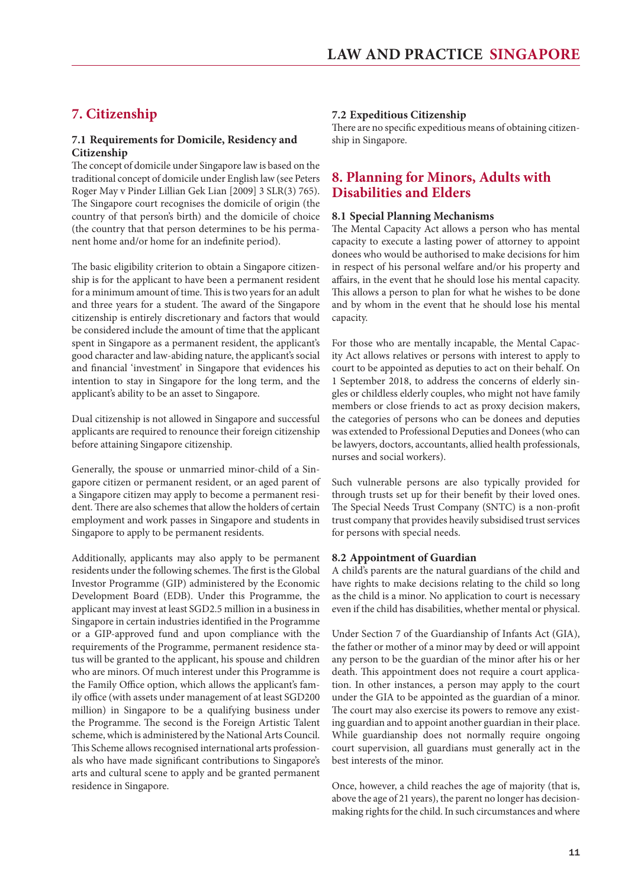## 7. Citizenship

### 7.1 Requirements for Domicile, Residency and Citizenship

The concept of domicile under Singapore law is based on the traditional concept of domicile under English law (see Peters Roger May v Pinder Lillian Gek Lian [2009] 3 SLR(3) 765). The Singapore court recognises the domicile of origin (the country of that person's birth) and the domicile of choice (the country that that person determines to be his permanent home and/or home for an indefinite period).

The basic eligibility criterion to obtain a Singapore citizenship is for the applicant to have been a permanent resident for a minimum amount of time. This is two years for an adult and three years for a student. The award of the Singapore citizenship is entirely discretionary and factors that would be considered include the amount of time that the applicant spent in Singapore as a permanent resident, the applicant's good character and law-abiding nature, the applicant's social and financial 'investment' in Singapore that evidences his intention to stay in Singapore for the long term, and the applicant's ability to be an asset to Singapore.

Dual citizenship is not allowed in Singapore and successful applicants are required to renounce their foreign citizenship before attaining Singapore citizenship.

Generally, the spouse or unmarried minor-child of a Singapore citizen or permanent resident, or an aged parent of a Singapore citizen may apply to become a permanent resident. There are also schemes that allow the holders of certain employment and work passes in Singapore and students in Singapore to apply to be permanent residents.

Additionally, applicants may also apply to be permanent residents under the following schemes. The first is the Global Investor Programme (GIP) administered by the Economic Development Board (EDB). Under this Programme, the applicant may invest at least SGD2.5 million in a business in Singapore in certain industries identified in the Programme or a GIP-approved fund and upon compliance with the requirements of the Programme, permanent residence status will be granted to the applicant, his spouse and children who are minors. Of much interest under this Programme is the Family Office option, which allows the applicant's family office (with assets under management of at least SGD200 million) in Singapore to be a qualifying business under the Programme. The second is the Foreign Artistic Talent scheme, which is administered by the National Arts Council. This Scheme allows recognised international arts professionals who have made significant contributions to Singapore's arts and cultural scene to apply and be granted permanent residence in Singapore.

### 7.2 Expeditious Citizenship

There are no specific expeditious means of obtaining citizenship in Singapore.

## 8. Planning for Minors, Adults with Disabilities and Elders

### 8.1 Special Planning Mechanisms

The Mental Capacity Act allows a person who has mental capacity to execute a lasting power of attorney to appoint donees who would be authorised to make decisions for him in respect of his personal welfare and/or his property and affairs, in the event that he should lose his mental capacity. This allows a person to plan for what he wishes to be done and by whom in the event that he should lose his mental capacity.

For those who are mentally incapable, the Mental Capacity Act allows relatives or persons with interest to apply to court to be appointed as deputies to act on their behalf. On 1 September 2018, to address the concerns of elderly singles or childless elderly couples, who might not have family members or close friends to act as proxy decision makers, the categories of persons who can be donees and deputies was extended to Professional Deputies and Donees (who can be lawyers, doctors, accountants, allied health professionals, nurses and social workers).

Such vulnerable persons are also typically provided for through trusts set up for their benefit by their loved ones. The Special Needs Trust Company (SNTC) is a non-profit trust company that provides heavily subsidised trust services for persons with special needs.

### 8.2 Appointment of Guardian

A child's parents are the natural guardians of the child and have rights to make decisions relating to the child so long as the child is a minor. No application to court is necessary even if the child has disabilities, whether mental or physical.

Under Section 7 of the Guardianship of Infants Act (GIA), the father or mother of a minor may by deed or will appoint any person to be the guardian of the minor after his or her death. This appointment does not require a court application. In other instances, a person may apply to the court under the GIA to be appointed as the guardian of a minor. The court may also exercise its powers to remove any existing guardian and to appoint another guardian in their place. While guardianship does not normally require ongoing court supervision, all guardians must generally act in the best interests of the minor.

Once, however, a child reaches the age of majority (that is, above the age of 21 years), the parent no longer has decision-making rights for the child. In such circumstances and where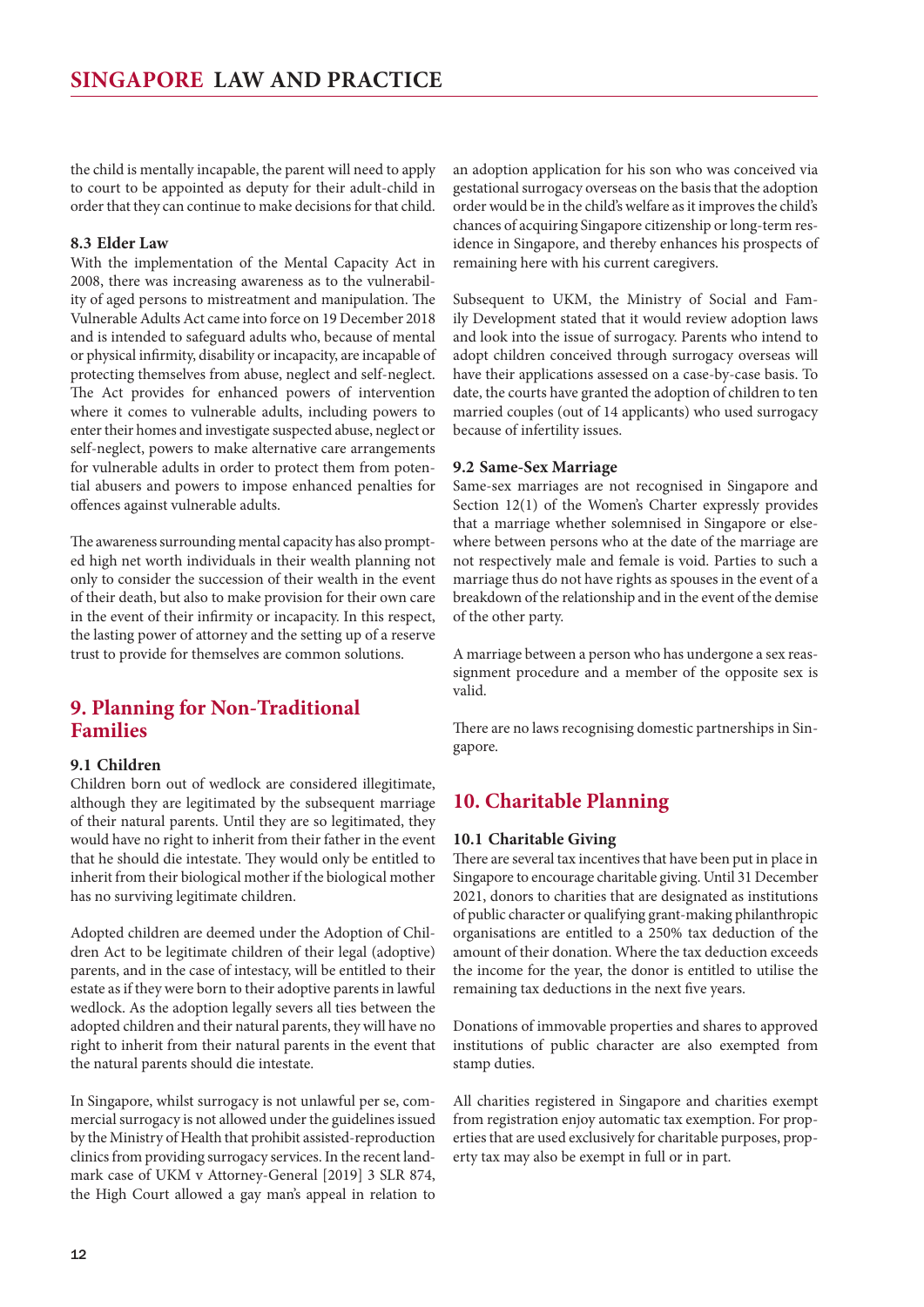the child is mentally incapable, the parent will need to apply to court to be appointed as deputy for their adult-child in order that they can continue to make decisions for that child.

### 8.3 Elder Law

With the implementation of the Mental Capacity Act in 2008, there was increasing awareness as to the vulnerability of aged persons to mistreatment and manipulation. The Vulnerable Adults Act came into force on 19 December 2018 and is intended to safeguard adults who, because of mental or physical infirmity, disability or incapacity, are incapable of protecting themselves from abuse, neglect and self-neglect. The Act provides for enhanced powers of intervention where it comes to vulnerable adults, including powers to enter their homes and investigate suspected abuse, neglect or self-neglect, powers to make alternative care arrangements for vulnerable adults in order to protect them from potential abusers and powers to impose enhanced penalties for offences against vulnerable adults.

The awareness surrounding mental capacity has also prompted high net worth individuals in their wealth planning not only to consider the succession of their wealth in the event of their death, but also to make provision for their own care in the event of their infirmity or incapacity. In this respect, the lasting power of attorney and the setting up of a reserve trust to provide for themselves are common solutions.

## 9. Planning for Non-Traditional Families

### 9.1 Children

Children born out of wedlock are considered illegitimate, although they are legitimated by the subsequent marriage of their natural parents. Until they are so legitimated, they would have no right to inherit from their father in the event that he should die intestate. They would only be entitled to inherit from their biological mother if the biological mother has no surviving legitimate children.

Adopted children are deemed under the Adoption of Children Act to be legitimate children of their legal (adoptive) parents, and in the case of intestacy, will be entitled to their estate as if they were born to their adoptive parents in lawful wedlock. As the adoption legally severs all ties between the adopted children and their natural parents, they will have no right to inherit from their natural parents in the event that the natural parents should die intestate.

In Singapore, whilst surrogacy is not unlawful per se, commercial surrogacy is not allowed under the guidelines issued by the Ministry of Health that prohibit assisted-reproduction clinics from providing surrogacy services. In the recent landmark case of UKM v Attorney-General [2019] 3 SLR 874, the High Court allowed a gay man's appeal in relation to an adoption application for his son who was conceived via gestational surrogacy overseas on the basis that the adoption order would be in the child's welfare as it improves the child's chances of acquiring Singapore citizenship or long-term residence in Singapore, and thereby enhances his prospects of remaining here with his current caregivers.

Subsequent to UKM, the Ministry of Social and Family Development stated that it would review adoption laws and look into the issue of surrogacy. Parents who intend to adopt children conceived through surrogacy overseas will have their applications assessed on a case-by-case basis. To date, the courts have granted the adoption of children to ten married couples (out of 14 applicants) who used surrogacy because of infertility issues.

### 9.2 Same-Sex Marriage

Same-sex marriages are not recognised in Singapore and Section 12(1) of the Women's Charter expressly provides that a marriage whether solemnised in Singapore or elsewhere between persons who at the date of the marriage are not respectively male and female is void. Parties to such a marriage thus do not have rights as spouses in the event of a breakdown of the relationship and in the event of the demise of the other party.

A marriage between a person who has undergone a sex reassignment procedure and a member of the opposite sex is valid.

There are no laws recognising domestic partnerships in Singapore.

## 10. Charitable Planning

### 10.1 Charitable Giving

There are several tax incentives that have been put in place in Singapore to encourage charitable giving. Until 31 December 2021, donors to charities that are designated as institutions of public character or qualifying grant-making philanthropic organisations are entitled to a 250% tax deduction of the amount of their donation. Where the tax deduction exceeds the income for the year, the donor is entitled to utilise the remaining tax deductions in the next five years.

Donations of immovable properties and shares to approved institutions of public character are also exempted from stamp duties.

All charities registered in Singapore and charities exempt from registration enjoy automatic tax exemption. For properties that are used exclusively for charitable purposes, property tax may also be exempt in full or in part.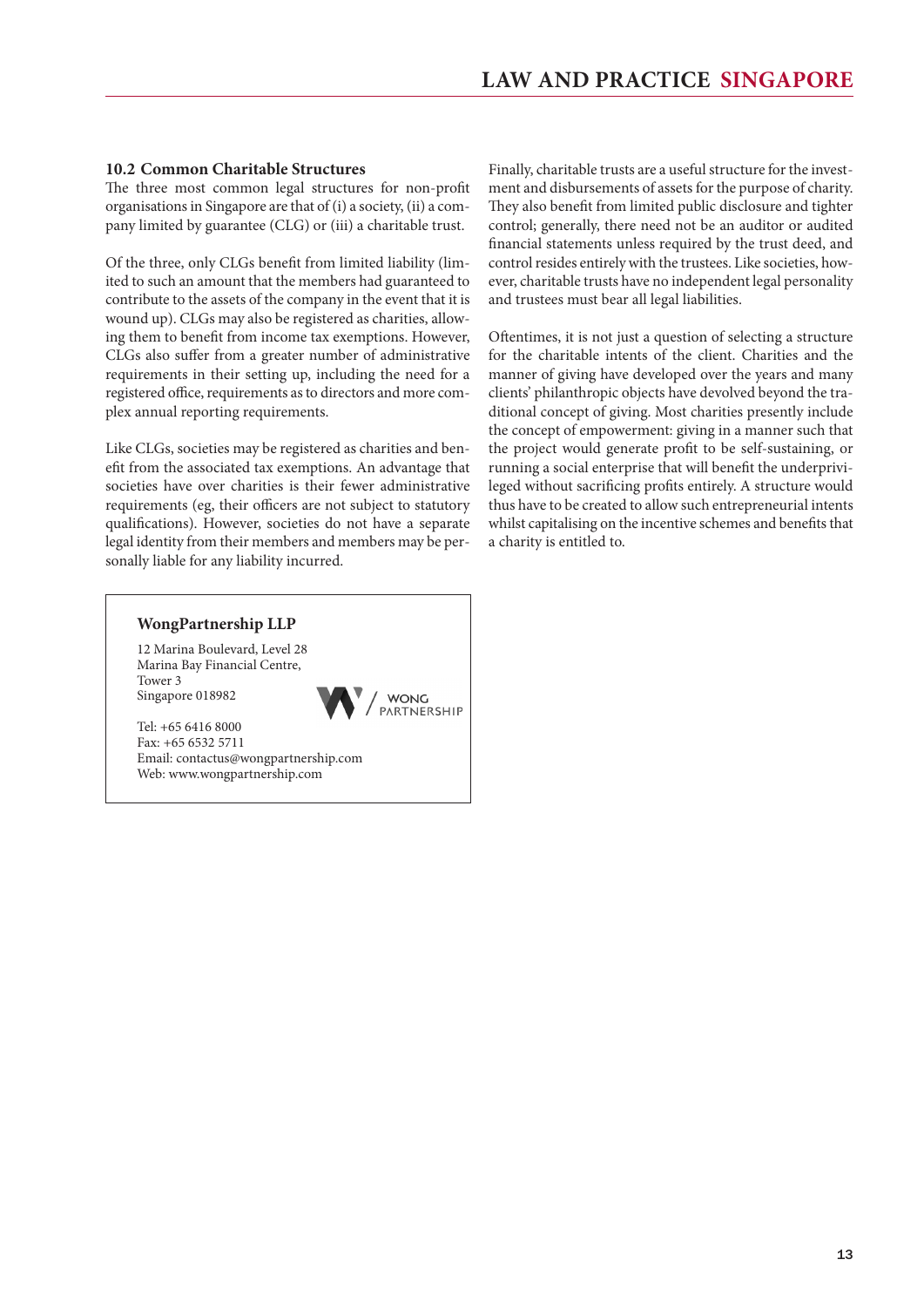### 10.2 Common Charitable Structures

The three most common legal structures for non-profit organisations in Singapore are that of (i) a society, (ii) a company limited by guarantee (CLG) or (iii) a charitable trust.

Of the three, only CLGs benefit from limited liability (limited to such an amount that the members had guaranteed to contribute to the assets of the company in the event that it is wound up). CLGs may also be registered as charities, allowing them to benefit from income tax exemptions. However, CLGs also suffer from a greater number of administrative requirements in their setting up, including the need for a registered office, requirements as to directors and more complex annual reporting requirements.

Like CLGs, societies may be registered as charities and benefit from the associated tax exemptions. An advantage that societies have over charities is their fewer administrative requirements (eg, their officers are not subject to statutory qualifications). However, societies do not have a separate legal identity from their members and members may be personally liable for any liability incurred.

Finally, charitable trusts are a useful structure for the investment and disbursements of assets for the purpose of charity. They also benefit from limited public disclosure and tighter control; generally, there need not be an auditor or audited financial statements unless required by the trust deed, and control resides entirely with the trustees. Like societies, however, charitable trusts have no independent legal personality and trustees must bear all legal liabilities.

Oftentimes, it is not just a question of selecting a structure for the charitable intents of the client. Charities and the manner of giving have developed over the years and many clients' philanthropic objects have devolved beyond the traditional concept of giving. Most charities presently include the concept of empowerment: giving in a manner such that the project would generate profit to be self-sustaining, or running a social enterprise that will benefit the underprivileged without sacrificing profits entirely. A structure would thus have to be created to allow such entrepreneurial intents whilst capitalising on the incentive schemes and benefits that a charity is entitled to.

**WongPartnership LLP**

12 Marina Boulevard, Level 28
Marina Bay Financial Centre,
Tower 3
Singapore 018982

WONG PARTNERSHIP

Tel: +65 6416 8000
Fax: +65 6532 5711
Email: contactus@wongpartnership.com
Web: www.wongpartnership.com